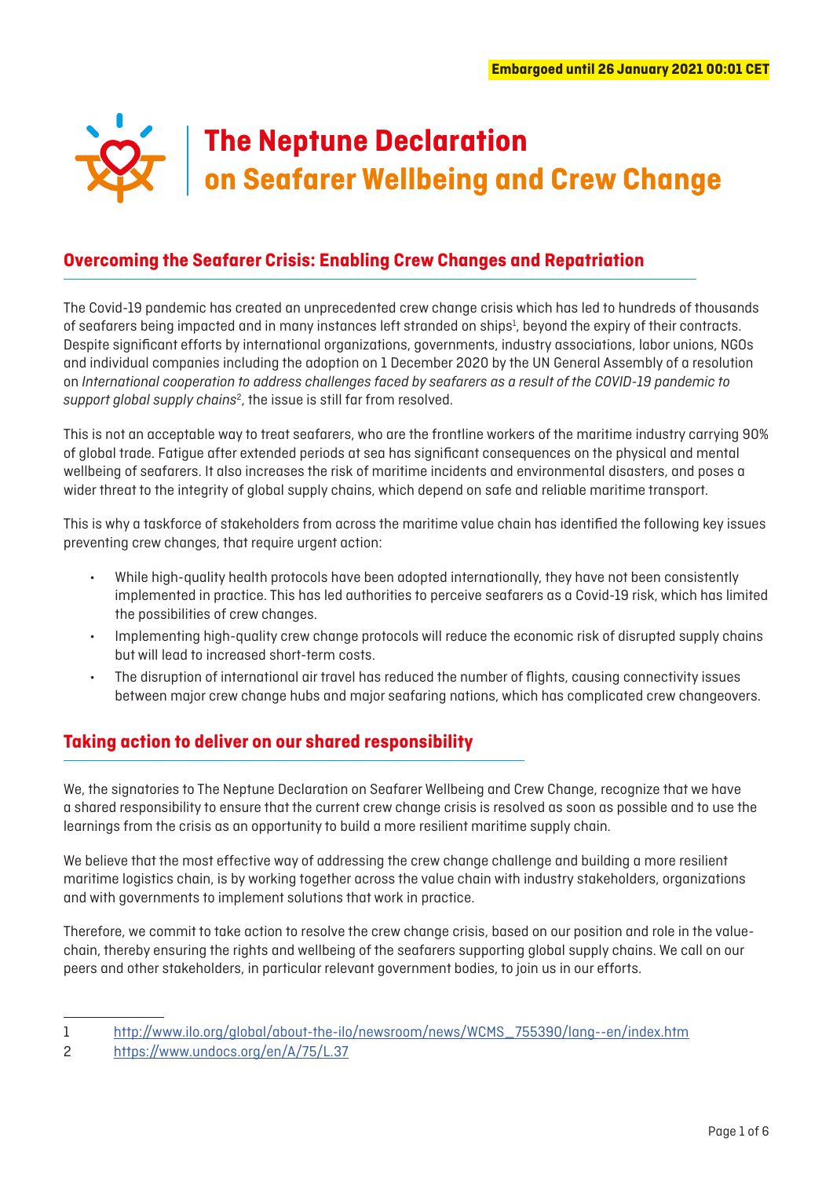**Embargoed until 26 January 2021 00:01 CET**

# The Neptune Declaration on Seafarer Wellbeing and Crew Change

## Overcoming the Seafarer Crisis: Enabling Crew Changes and Repatriation

The Covid-19 pandemic has created an unprecedented crew change crisis which has led to hundreds of thousands of seafarers being impacted and in many instances left stranded on ships[1], beyond the expiry of their contracts. Despite significant efforts by international organizations, governments, industry associations, labor unions, NGOs and individual companies including the adoption on 1 December 2020 by the UN General Assembly of a resolution on *International cooperation to address challenges faced by seafarers as a result of the COVID-19 pandemic to support global supply chains*[2], the issue is still far from resolved.

This is not an acceptable way to treat seafarers, who are the frontline workers of the maritime industry carrying 90% of global trade. Fatigue after extended periods at sea has significant consequences on the physical and mental wellbeing of seafarers. It also increases the risk of maritime incidents and environmental disasters, and poses a wider threat to the integrity of global supply chains, which depend on safe and reliable maritime transport.

This is why a taskforce of stakeholders from across the maritime value chain has identified the following key issues preventing crew changes, that require urgent action:

- While high-quality health protocols have been adopted internationally, they have not been consistently implemented in practice. This has led authorities to perceive seafarers as a Covid-19 risk, which has limited the possibilities of crew changes.
- Implementing high-quality crew change protocols will reduce the economic risk of disrupted supply chains but will lead to increased short-term costs.
- The disruption of international air travel has reduced the number of flights, causing connectivity issues between major crew change hubs and major seafaring nations, which has complicated crew changeovers.

## Taking action to deliver on our shared responsibility

We, the signatories to The Neptune Declaration on Seafarer Wellbeing and Crew Change, recognize that we have a shared responsibility to ensure that the current crew change crisis is resolved as soon as possible and to use the learnings from the crisis as an opportunity to build a more resilient maritime supply chain.

We believe that the most effective way of addressing the crew change challenge and building a more resilient maritime logistics chain, is by working together across the value chain with industry stakeholders, organizations and with governments to implement solutions that work in practice.

Therefore, we commit to take action to resolve the crew change crisis, based on our position and role in the value-chain, thereby ensuring the rights and wellbeing of the seafarers supporting global supply chains. We call on our peers and other stakeholders, in particular relevant government bodies, to join us in our efforts.

---

1 http://www.ilo.org/global/about-the-ilo/newsroom/news/WCMS_755390/lang--en/index.htm

2 https://www.undocs.org/en/A/75/L.37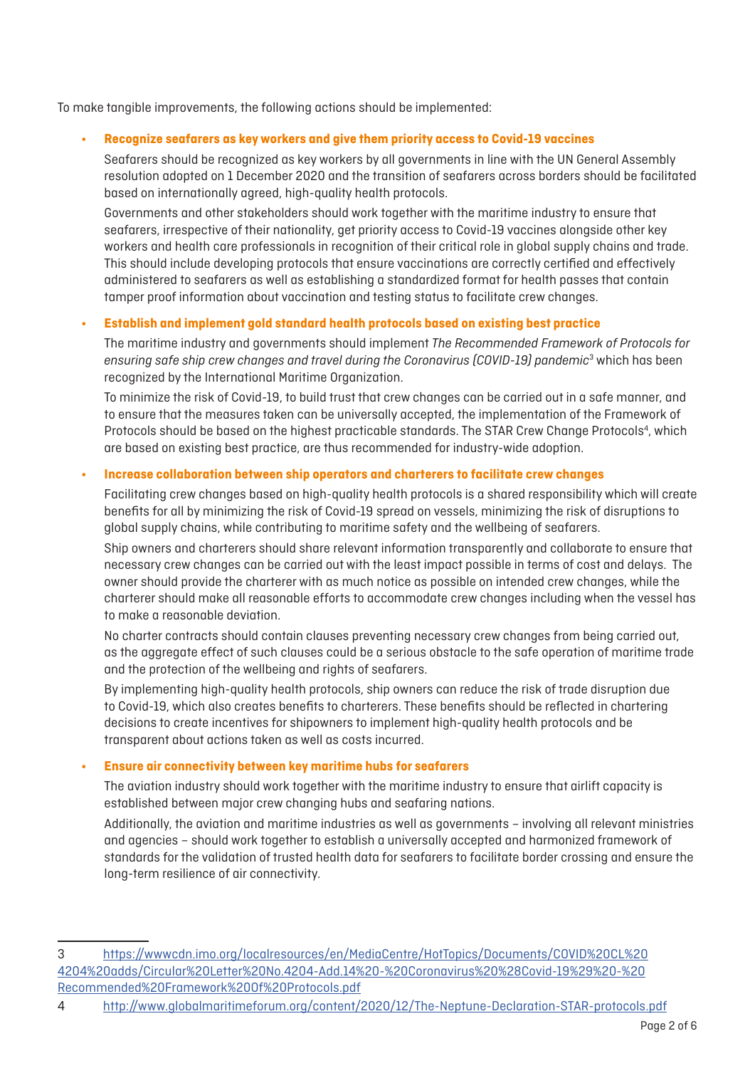To make tangible improvements, the following actions should be implemented:

- **Recognize seafarers as key workers and give them priority access to Covid-19 vaccines**

  Seafarers should be recognized as key workers by all governments in line with the UN General Assembly resolution adopted on 1 December 2020 and the transition of seafarers across borders should be facilitated based on internationally agreed, high-quality health protocols.

  Governments and other stakeholders should work together with the maritime industry to ensure that seafarers, irrespective of their nationality, get priority access to Covid-19 vaccines alongside other key workers and health care professionals in recognition of their critical role in global supply chains and trade. This should include developing protocols that ensure vaccinations are correctly certified and effectively administered to seafarers as well as establishing a standardized format for health passes that contain tamper proof information about vaccination and testing status to facilitate crew changes.

- **Establish and implement gold standard health protocols based on existing best practice**

  The maritime industry and governments should implement *The Recommended Framework of Protocols for ensuring safe ship crew changes and travel during the Coronavirus (COVID-19) pandemic*[3] which has been recognized by the International Maritime Organization.

  To minimize the risk of Covid-19, to build trust that crew changes can be carried out in a safe manner, and to ensure that the measures taken can be universally accepted, the implementation of the Framework of Protocols should be based on the highest practicable standards. The STAR Crew Change Protocols[4], which are based on existing best practice, are thus recommended for industry-wide adoption.

- **Increase collaboration between ship operators and charterers to facilitate crew changes**

  Facilitating crew changes based on high-quality health protocols is a shared responsibility which will create benefits for all by minimizing the risk of Covid-19 spread on vessels, minimizing the risk of disruptions to global supply chains, while contributing to maritime safety and the wellbeing of seafarers.

  Ship owners and charterers should share relevant information transparently and collaborate to ensure that necessary crew changes can be carried out with the least impact possible in terms of cost and delays. The owner should provide the charterer with as much notice as possible on intended crew changes, while the charterer should make all reasonable efforts to accommodate crew changes including when the vessel has to make a reasonable deviation.

  No charter contracts should contain clauses preventing necessary crew changes from being carried out, as the aggregate effect of such clauses could be a serious obstacle to the safe operation of maritime trade and the protection of the wellbeing and rights of seafarers.

  By implementing high-quality health protocols, ship owners can reduce the risk of trade disruption due to Covid-19, which also creates benefits to charterers. These benefits should be reflected in chartering decisions to create incentives for shipowners to implement high-quality health protocols and be transparent about actions taken as well as costs incurred.

- **Ensure air connectivity between key maritime hubs for seafarers**

  The aviation industry should work together with the maritime industry to ensure that airlift capacity is established between major crew changing hubs and seafaring nations.

  Additionally, the aviation and maritime industries as well as governments – involving all relevant ministries and agencies – should work together to establish a universally accepted and harmonized framework of standards for the validation of trusted health data for seafarers to facilitate border crossing and ensure the long-term resilience of air connectivity.

---

3 https://wwwcdn.imo.org/localresources/en/MediaCentre/HotTopics/Documents/COVID%20CL%204204%20adds/Circular%20Letter%20No.4204-Add.14%20-%20Coronavirus%20%28Covid-19%29%20-%20Recommended%20Framework%20of%20Protocols.pdf

4 http://www.globalmaritimeforum.org/content/2020/12/The-Neptune-Declaration-STAR-protocols.pdf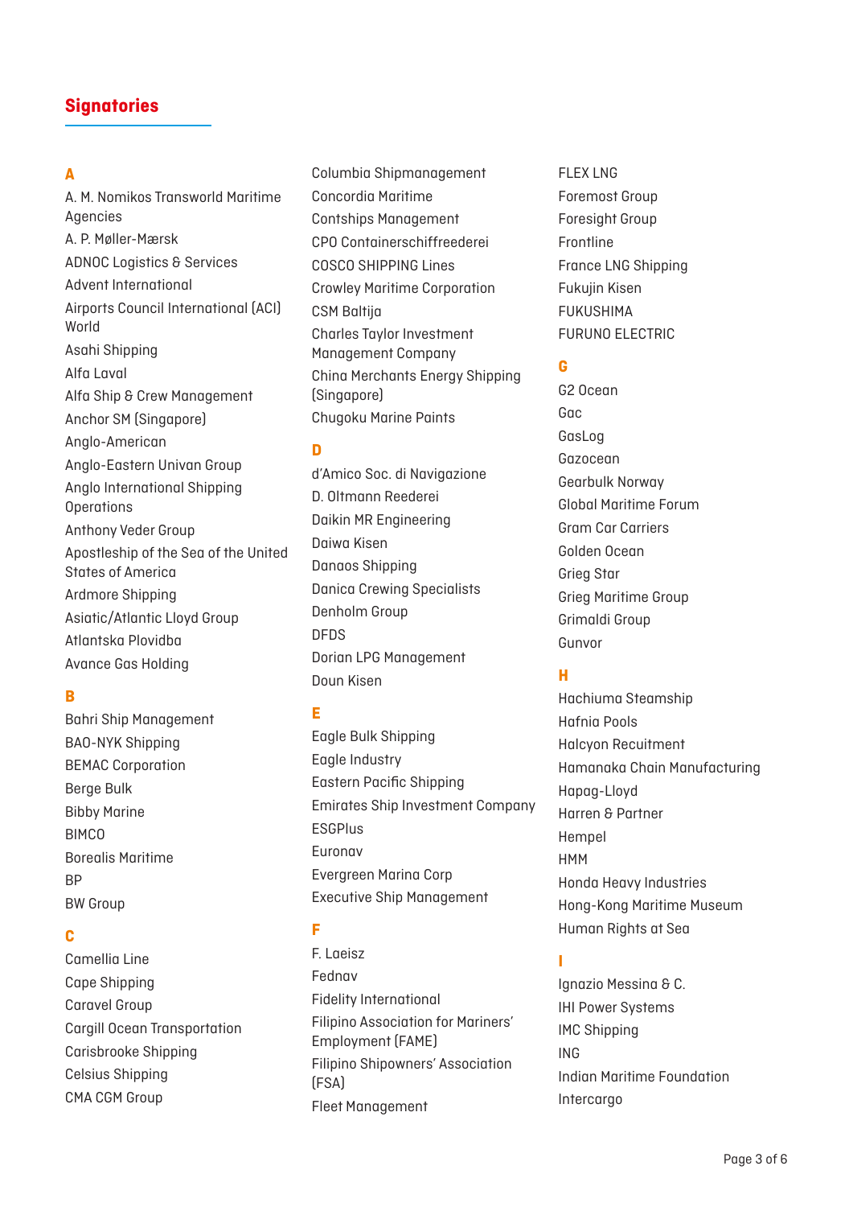## Signatories

### A

A. M. Nomikos Transworld Maritime Agencies
A. P. Møller-Mærsk
ADNOC Logistics & Services
Advent International
Airports Council International (ACI) World
Asahi Shipping
Alfa Laval
Alfa Ship & Crew Management
Anchor SM (Singapore)
Anglo-American
Anglo-Eastern Univan Group
Anglo International Shipping Operations
Anthony Veder Group
Apostleship of the Sea of the United States of America
Ardmore Shipping
Asiatic/Atlantic Lloyd Group
Atlantska Plovidba
Avance Gas Holding

### B

Bahri Ship Management
BAO-NYK Shipping
BEMAC Corporation
Berge Bulk
Bibby Marine
BIMCO
Borealis Maritime
BP
BW Group

### C

Camellia Line
Cape Shipping
Caravel Group
Cargill Ocean Transportation
Carisbrooke Shipping
Celsius Shipping
CMA CGM Group
Columbia Shipmanagement
Concordia Maritime
Contships Management
CPO Containerschiffreederei
COSCO SHIPPING Lines
Crowley Maritime Corporation
CSM Baltija
Charles Taylor Investment Management Company
China Merchants Energy Shipping (Singapore)
Chugoku Marine Paints

### D

d'Amico Soc. di Navigazione
D. Oltmann Reederei
Daikin MR Engineering
Daiwa Kisen
Danaos Shipping
Danica Crewing Specialists
Denholm Group
DFDS
Dorian LPG Management
Doun Kisen

### E

Eagle Bulk Shipping
Eagle Industry
Eastern Pacific Shipping
Emirates Ship Investment Company
ESGPlus
Euronav
Evergreen Marina Corp
Executive Ship Management

### F

F. Laeisz
Fednav
Fidelity International
Filipino Association for Mariners' Employment (FAME)
Filipino Shipowners' Association (FSA)
Fleet Management
FLEX LNG
Foremost Group
Foresight Group
Frontline
France LNG Shipping
Fukujin Kisen
FUKUSHIMA
FURUNO ELECTRIC

### G

G2 Ocean
Gac
GasLog
Gazocean
Gearbulk Norway
Global Maritime Forum
Gram Car Carriers
Golden Ocean
Grieg Star
Grieg Maritime Group
Grimaldi Group
Gunvor

### H

Hachiuma Steamship
Hafnia Pools
Halcyon Recuitment
Hamanaka Chain Manufacturing
Hapag-Lloyd
Harren & Partner
Hempel
HMM
Honda Heavy Industries
Hong-Kong Maritime Museum
Human Rights at Sea

### I

Ignazio Messina & C.
IHI Power Systems
IMC Shipping
ING
Indian Maritime Foundation
Intercargo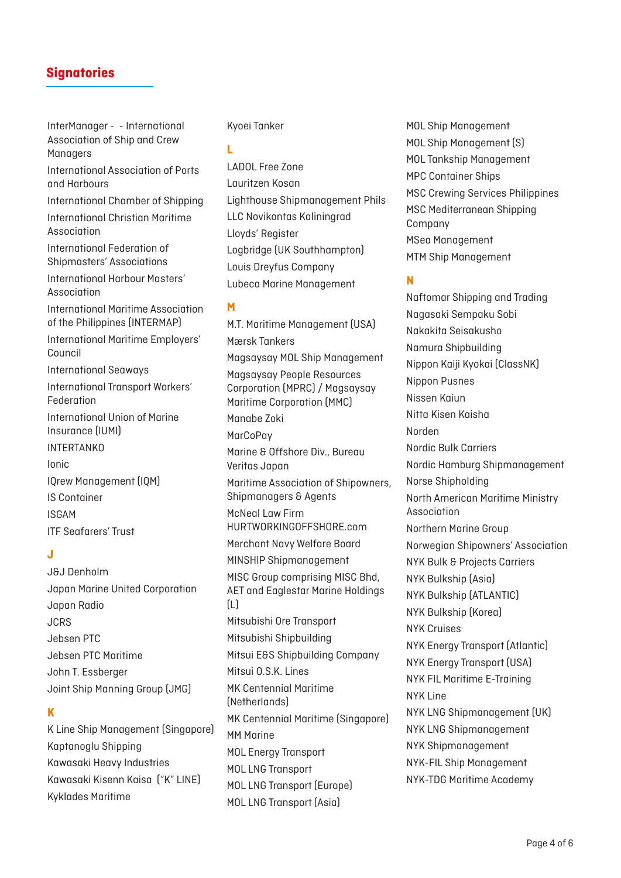## Signatories

InterManager - - International Association of Ship and Crew Managers

International Association of Ports and Harbours

International Chamber of Shipping

International Christian Maritime Association

International Federation of Shipmasters' Associations

International Harbour Masters' Association

International Maritime Association of the Philippines (INTERMAP)

International Maritime Employers' Council

International Seaways

International Transport Workers' Federation

International Union of Marine Insurance (IUMI)

INTERTANKO

Ionic

IQrew Management (IQM)

IS Container

ISGAM

ITF Seafarers' Trust

### J

J&J Denholm

Japan Marine United Corporation

Japan Radio

JCRS

Jebsen PTC

Jebsen PTC Maritime

John T. Essberger

Joint Ship Manning Group (JMG)

### K

K Line Ship Management (Singapore)

Kaptanoglu Shipping

Kawasaki Heavy Industries

Kawasaki Kisenn Kaisa ("K" LINE)

Kyklades Maritime

Kyoei Tanker

### L

LADOL Free Zone

Lauritzen Kosan

Lighthouse Shipmanagement Phils

LLC Novikontas Kaliningrad

Lloyds' Register

Logbridge (UK Southhampton)

Louis Dreyfus Company

Lubeca Marine Management

### M

M.T. Maritime Management (USA)

Mærsk Tankers

Magsaysay MOL Ship Management

Magsaysay People Resources Corporation (MPRC) / Magsaysay Maritime Corporation (MMC)

Manabe Zoki

MarCoPay

Marine & Offshore Div., Bureau Veritas Japan

Maritime Association of Shipowners, Shipmanagers & Agents

McNeal Law Firm HURTWORKINGOFFSHORE.com

Merchant Navy Welfare Board

MINSHIP Shipmanagement

MISC Group comprising MISC Bhd, AET and Eaglestar Marine Holdings (L)

Mitsubishi Ore Transport

Mitsubishi Shipbuilding

Mitsui E&S Shipbuilding Company

Mitsui O.S.K. Lines

MK Centennial Maritime (Netherlands)

MK Centennial Maritime (Singapore)

MM Marine

MOL Energy Transport

MOL LNG Transport

MOL LNG Transport (Europe)

MOL LNG Transport (Asia)

MOL Ship Management

MOL Ship Management (S)

MOL Tankship Management

MPC Container Ships

MSC Crewing Services Philippines

MSC Mediterranean Shipping Company

MSea Management

MTM Ship Management

### N

Naftomar Shipping and Trading

Nagasaki Sempaku Sobi

Nakakita Seisakusho

Namura Shipbuilding

Nippon Kaiji Kyokai (ClassNK)

Nippon Pusnes

Nissen Kaiun

Nitta Kisen Kaisha

Norden

Nordic Bulk Carriers

Nordic Hamburg Shipmanagement

Norse Shipholding

North American Maritime Ministry Association

Northern Marine Group

Norwegian Shipowners' Association

NYK Bulk & Projects Carriers

NYK Bulkship (Asia)

NYK Bulkship (ATLANTIC)

NYK Bulkship (Korea)

NYK Cruises

NYK Energy Transport (Atlantic)

NYK Energy Transport (USA)

NYK FIL Maritime E-Training

NYK Line

NYK LNG Shipmanagement (UK)

NYK LNG Shipmanagement

NYK Shipmanagement

NYK-FIL Ship Management

NYK-TDG Maritime Academy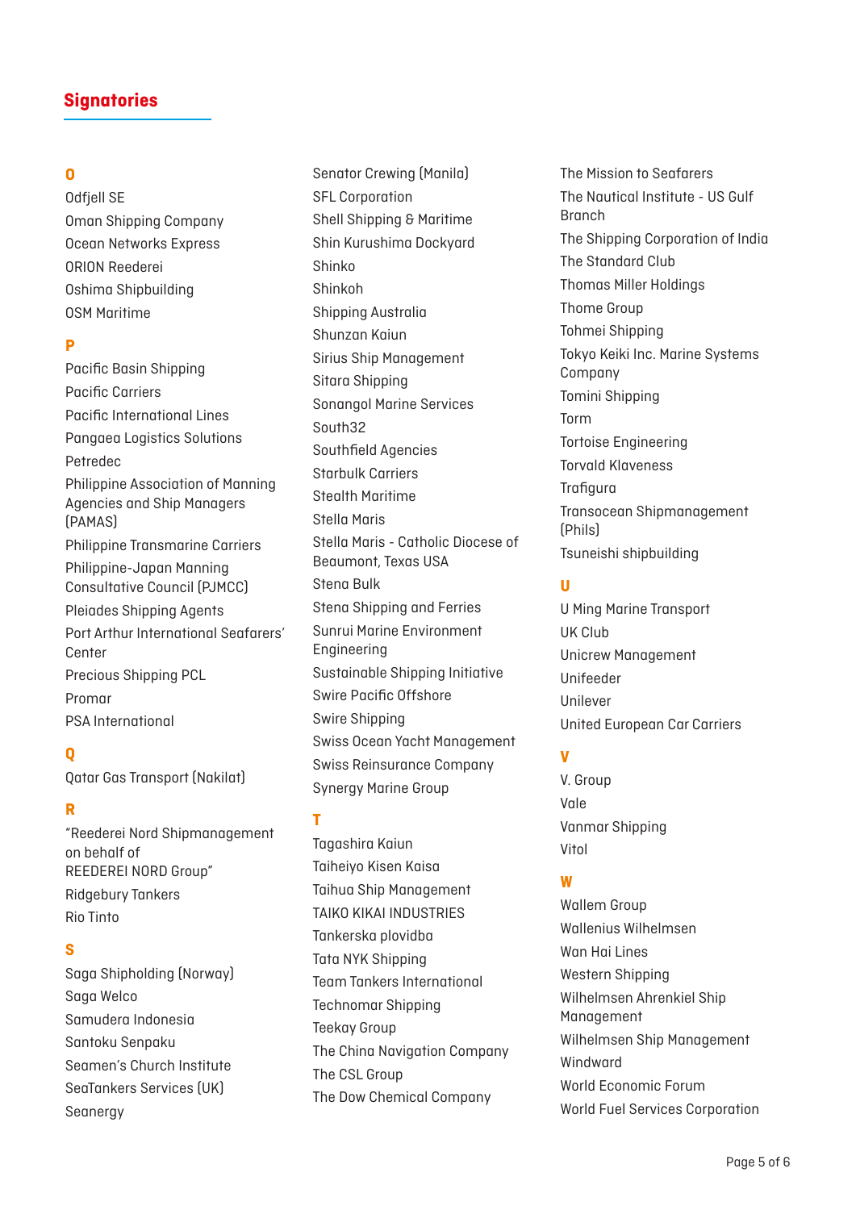## Signatories

### O

Odfjell SE
Oman Shipping Company
Ocean Networks Express
ORION Reederei
Oshima Shipbuilding
OSM Maritime

### P

Pacific Basin Shipping
Pacific Carriers
Pacific International Lines
Pangaea Logistics Solutions
Petredec
Philippine Association of Manning Agencies and Ship Managers (PAMAS)
Philippine Transmarine Carriers
Philippine-Japan Manning Consultative Council (PJMCC)
Pleiades Shipping Agents
Port Arthur International Seafarers' Center
Precious Shipping PCL
Promar
PSA International

### Q

Qatar Gas Transport (Nakilat)

### R

"Reederei Nord Shipmanagement on behalf of REEDEREI NORD Group"
Ridgebury Tankers
Rio Tinto

### S

Saga Shipholding (Norway)
Saga Welco
Samudera Indonesia
Santoku Senpaku
Seamen's Church Institute
SeaTankers Services (UK)
Seanergy
Senator Crewing (Manila)
SFL Corporation
Shell Shipping & Maritime
Shin Kurushima Dockyard
Shinko
Shinkoh
Shipping Australia
Shunzan Kaiun
Sirius Ship Management
Sitara Shipping
Sonangol Marine Services
South32
Southfield Agencies
Starbulk Carriers
Stealth Maritime
Stella Maris
Stella Maris - Catholic Diocese of Beaumont, Texas USA
Stena Bulk
Stena Shipping and Ferries
Sunrui Marine Environment Engineering
Sustainable Shipping Initiative
Swire Pacific Offshore
Swire Shipping
Swiss Ocean Yacht Management
Swiss Reinsurance Company
Synergy Marine Group

### T

Tagashira Kaiun
Taiheiyo Kisen Kaisa
Taihua Ship Management
TAIKO KIKAI INDUSTRIES
Tankerska plovidba
Tata NYK Shipping
Team Tankers International
Technomar Shipping
Teekay Group
The China Navigation Company
The CSL Group
The Dow Chemical Company
The Mission to Seafarers
The Nautical Institute - US Gulf Branch
The Shipping Corporation of India
The Standard Club
Thomas Miller Holdings
Thome Group
Tohmei Shipping
Tokyo Keiki Inc. Marine Systems Company
Tomini Shipping
Torm
Tortoise Engineering
Torvald Klaveness
Trafigura
Transocean Shipmanagement (Phils)
Tsuneishi shipbuilding

### U

U Ming Marine Transport
UK Club
Unicrew Management
Unifeeder
Unilever
United European Car Carriers

### V

V. Group
Vale
Vanmar Shipping
Vitol

### W

Wallem Group
Wallenius Wilhelmsen
Wan Hai Lines
Western Shipping
Wilhelmsen Ahrenkiel Ship Management
Wilhelmsen Ship Management
Windward
World Economic Forum
World Fuel Services Corporation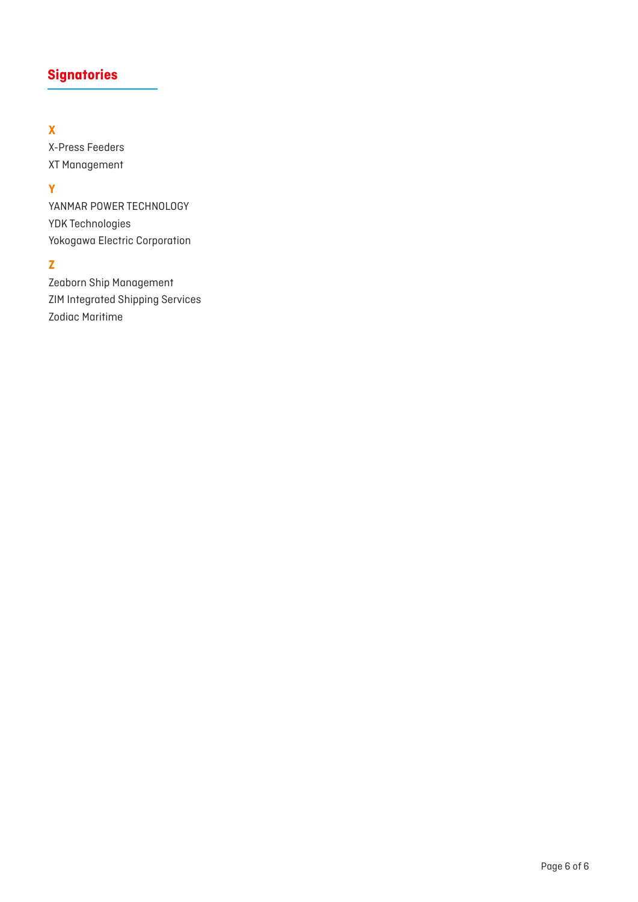## Signatories

### X

X-Press Feeders
XT Management

### Y

YANMAR POWER TECHNOLOGY
YDK Technologies
Yokogawa Electric Corporation

### Z

Zeaborn Ship Management
ZIM Integrated Shipping Services
Zodiac Maritime